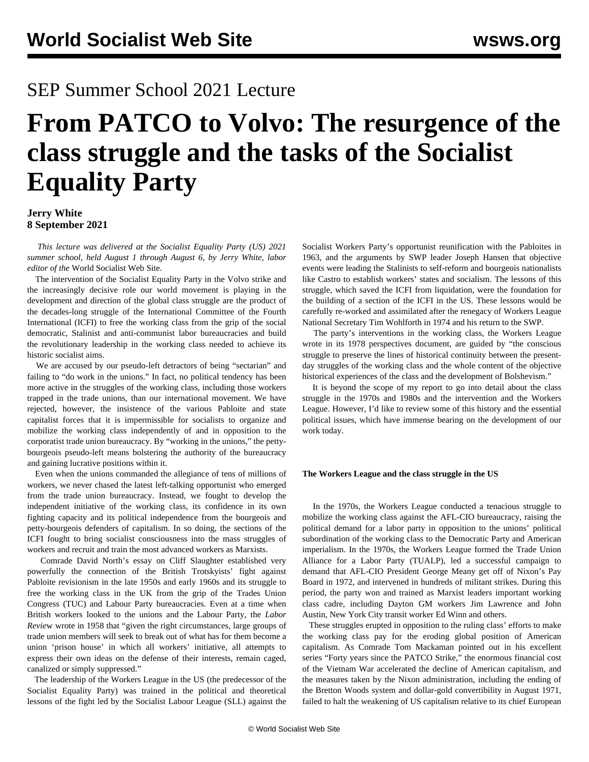SEP Summer School 2021 Lecture

# From PATCO to Volvo: The resurgence of the class struggle and the tasks of the Socialist Equality Party

**Jerry White**
**8 September 2021**

*This lecture was delivered at the Socialist Equality Party (US) 2021 summer school, held August 1 through August 6, by Jerry White, labor editor of the* World Socialist Web Site.

The intervention of the Socialist Equality Party in the Volvo strike and the increasingly decisive role our world movement is playing in the development and direction of the global class struggle are the product of the decades-long struggle of the International Committee of the Fourth International (ICFI) to free the working class from the grip of the social democratic, Stalinist and anti-communist labor bureaucracies and build the revolutionary leadership in the working class needed to achieve its historic socialist aims.

We are accused by our pseudo-left detractors of being "sectarian" and failing to "do work in the unions." In fact, no political tendency has been more active in the struggles of the working class, including those workers trapped in the trade unions, than our international movement. We have rejected, however, the insistence of the various Pabloite and state capitalist forces that it is impermissible for socialists to organize and mobilize the working class independently of and in opposition to the corporatist trade union bureaucracy. By "working in the unions," the petty-bourgeois pseudo-left means bolstering the authority of the bureaucracy and gaining lucrative positions within it.

Even when the unions commanded the allegiance of tens of millions of workers, we never chased the latest left-talking opportunist who emerged from the trade union bureaucracy. Instead, we fought to develop the independent initiative of the working class, its confidence in its own fighting capacity and its political independence from the bourgeois and petty-bourgeois defenders of capitalism. In so doing, the sections of the ICFI fought to bring socialist consciousness into the mass struggles of workers and recruit and train the most advanced workers as Marxists.

Comrade David North's essay on Cliff Slaughter established very powerfully the connection of the British Trotskyists' fight against Pabloite revisionism in the late 1950s and early 1960s and its struggle to free the working class in the UK from the grip of the Trades Union Congress (TUC) and Labour Party bureaucracies. Even at a time when British workers looked to the unions and the Labour Party, the *Labor Review* wrote in 1958 that "given the right circumstances, large groups of trade union members will seek to break out of what has for them become a union 'prison house' in which all workers' initiative, all attempts to express their own ideas on the defense of their interests, remain caged, canalized or simply suppressed."

The leadership of the Workers League in the US (the predecessor of the Socialist Equality Party) was trained in the political and theoretical lessons of the fight led by the Socialist Labour League (SLL) against the Socialist Workers Party's opportunist reunification with the Pabloites in 1963, and the arguments by SWP leader Joseph Hansen that objective events were leading the Stalinists to self-reform and bourgeois nationalists like Castro to establish workers' states and socialism. The lessons of this struggle, which saved the ICFI from liquidation, were the foundation for the building of a section of the ICFI in the US. These lessons would be carefully re-worked and assimilated after the renegacy of Workers League National Secretary Tim Wohlforth in 1974 and his return to the SWP.

The party's interventions in the working class, the Workers League wrote in its 1978 perspectives document, are guided by "the conscious struggle to preserve the lines of historical continuity between the present-day struggles of the working class and the whole content of the objective historical experiences of the class and the development of Bolshevism."

It is beyond the scope of my report to go into detail about the class struggle in the 1970s and 1980s and the intervention and the Workers League. However, I'd like to review some of this history and the essential political issues, which have immense bearing on the development of our work today.

**The Workers League and the class struggle in the US**

In the 1970s, the Workers League conducted a tenacious struggle to mobilize the working class against the AFL-CIO bureaucracy, raising the political demand for a labor party in opposition to the unions' political subordination of the working class to the Democratic Party and American imperialism. In the 1970s, the Workers League formed the Trade Union Alliance for a Labor Party (TUALP), led a successful campaign to demand that AFL-CIO President George Meany get off of Nixon's Pay Board in 1972, and intervened in hundreds of militant strikes. During this period, the party won and trained as Marxist leaders important working class cadre, including Dayton GM workers Jim Lawrence and John Austin, New York City transit worker Ed Winn and others.

These struggles erupted in opposition to the ruling class' efforts to make the working class pay for the eroding global position of American capitalism. As Comrade Tom Mackaman pointed out in his excellent series "Forty years since the PATCO Strike," the enormous financial cost of the Vietnam War accelerated the decline of American capitalism, and the measures taken by the Nixon administration, including the ending of the Bretton Woods system and dollar-gold convertibility in August 1971, failed to halt the weakening of US capitalism relative to its chief European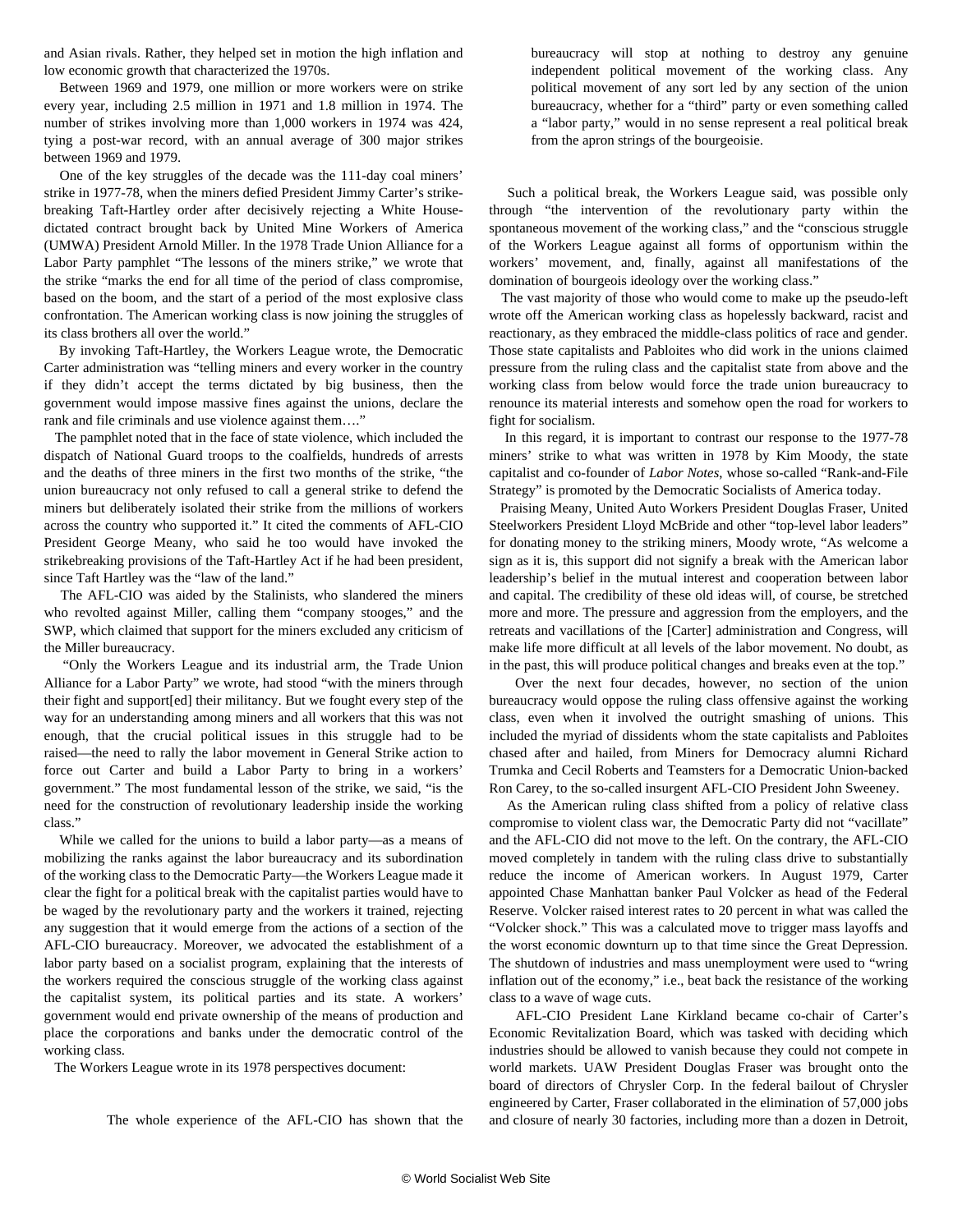and Asian rivals. Rather, they helped set in motion the high inflation and low economic growth that characterized the 1970s.

Between 1969 and 1979, one million or more workers were on strike every year, including 2.5 million in 1971 and 1.8 million in 1974. The number of strikes involving more than 1,000 workers in 1974 was 424, tying a post-war record, with an annual average of 300 major strikes between 1969 and 1979.

One of the key struggles of the decade was the 111-day coal miners' strike in 1977-78, when the miners defied President Jimmy Carter's strike-breaking Taft-Hartley order after decisively rejecting a White House-dictated contract brought back by United Mine Workers of America (UMWA) President Arnold Miller. In the 1978 Trade Union Alliance for a Labor Party pamphlet "The lessons of the miners strike," we wrote that the strike "marks the end for all time of the period of class compromise, based on the boom, and the start of a period of the most explosive class confrontation. The American working class is now joining the struggles of its class brothers all over the world."

By invoking Taft-Hartley, the Workers League wrote, the Democratic Carter administration was "telling miners and every worker in the country if they didn't accept the terms dictated by big business, then the government would impose massive fines against the unions, declare the rank and file criminals and use violence against them…."

The pamphlet noted that in the face of state violence, which included the dispatch of National Guard troops to the coalfields, hundreds of arrests and the deaths of three miners in the first two months of the strike, "the union bureaucracy not only refused to call a general strike to defend the miners but deliberately isolated their strike from the millions of workers across the country who supported it." It cited the comments of AFL-CIO President George Meany, who said he too would have invoked the strikebreaking provisions of the Taft-Hartley Act if he had been president, since Taft Hartley was the "law of the land."

The AFL-CIO was aided by the Stalinists, who slandered the miners who revolted against Miller, calling them "company stooges," and the SWP, which claimed that support for the miners excluded any criticism of the Miller bureaucracy.

"Only the Workers League and its industrial arm, the Trade Union Alliance for a Labor Party" we wrote, had stood "with the miners through their fight and support[ed] their militancy. But we fought every step of the way for an understanding among miners and all workers that this was not enough, that the crucial political issues in this struggle had to be raised—the need to rally the labor movement in General Strike action to force out Carter and build a Labor Party to bring in a workers' government." The most fundamental lesson of the strike, we said, "is the need for the construction of revolutionary leadership inside the working class."

While we called for the unions to build a labor party—as a means of mobilizing the ranks against the labor bureaucracy and its subordination of the working class to the Democratic Party—the Workers League made it clear the fight for a political break with the capitalist parties would have to be waged by the revolutionary party and the workers it trained, rejecting any suggestion that it would emerge from the actions of a section of the AFL-CIO bureaucracy. Moreover, we advocated the establishment of a labor party based on a socialist program, explaining that the interests of the workers required the conscious struggle of the working class against the capitalist system, its political parties and its state. A workers' government would end private ownership of the means of production and place the corporations and banks under the democratic control of the working class.

The Workers League wrote in its 1978 perspectives document:

> The whole experience of the AFL-CIO has shown that the bureaucracy will stop at nothing to destroy any genuine independent political movement of the working class. Any political movement of any sort led by any section of the union bureaucracy, whether for a "third" party or even something called a "labor party," would in no sense represent a real political break from the apron strings of the bourgeoisie.

Such a political break, the Workers League said, was possible only through "the intervention of the revolutionary party within the spontaneous movement of the working class," and the "conscious struggle of the Workers League against all forms of opportunism within the workers' movement, and, finally, against all manifestations of the domination of bourgeois ideology over the working class."

The vast majority of those who would come to make up the pseudo-left wrote off the American working class as hopelessly backward, racist and reactionary, as they embraced the middle-class politics of race and gender. Those state capitalists and Pabloites who did work in the unions claimed pressure from the ruling class and the capitalist state from above and the working class from below would force the trade union bureaucracy to renounce its material interests and somehow open the road for workers to fight for socialism.

In this regard, it is important to contrast our response to the 1977-78 miners' strike to what was written in 1978 by Kim Moody, the state capitalist and co-founder of *Labor Notes*, whose so-called "Rank-and-File Strategy" is promoted by the Democratic Socialists of America today.

Praising Meany, United Auto Workers President Douglas Fraser, United Steelworkers President Lloyd McBride and other "top-level labor leaders" for donating money to the striking miners, Moody wrote, "As welcome a sign as it is, this support did not signify a break with the American labor leadership's belief in the mutual interest and cooperation between labor and capital. The credibility of these old ideas will, of course, be stretched more and more. The pressure and aggression from the employers, and the retreats and vacillations of the [Carter] administration and Congress, will make life more difficult at all levels of the labor movement. No doubt, as in the past, this will produce political changes and breaks even at the top."

Over the next four decades, however, no section of the union bureaucracy would oppose the ruling class offensive against the working class, even when it involved the outright smashing of unions. This included the myriad of dissidents whom the state capitalists and Pabloites chased after and hailed, from Miners for Democracy alumni Richard Trumka and Cecil Roberts and Teamsters for a Democratic Union-backed Ron Carey, to the so-called insurgent AFL-CIO President John Sweeney.

As the American ruling class shifted from a policy of relative class compromise to violent class war, the Democratic Party did not "vacillate" and the AFL-CIO did not move to the left. On the contrary, the AFL-CIO moved completely in tandem with the ruling class drive to substantially reduce the income of American workers. In August 1979, Carter appointed Chase Manhattan banker Paul Volcker as head of the Federal Reserve. Volcker raised interest rates to 20 percent in what was called the "Volcker shock." This was a calculated move to trigger mass layoffs and the worst economic downturn up to that time since the Great Depression. The shutdown of industries and mass unemployment were used to "wring inflation out of the economy," i.e., beat back the resistance of the working class to a wave of wage cuts.

AFL-CIO President Lane Kirkland became co-chair of Carter's Economic Revitalization Board, which was tasked with deciding which industries should be allowed to vanish because they could not compete in world markets. UAW President Douglas Fraser was brought onto the board of directors of Chrysler Corp. In the federal bailout of Chrysler engineered by Carter, Fraser collaborated in the elimination of 57,000 jobs and closure of nearly 30 factories, including more than a dozen in Detroit,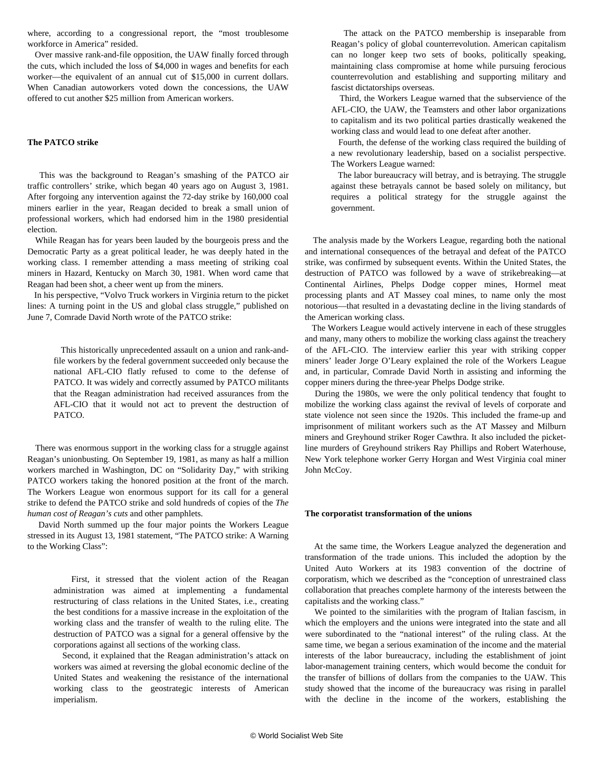where, according to a congressional report, the "most troublesome workforce in America" resided.

Over massive rank-and-file opposition, the UAW finally forced through the cuts, which included the loss of $4,000 in wages and benefits for each worker—the equivalent of an annual cut of $15,000 in current dollars. When Canadian autoworkers voted down the concessions, the UAW offered to cut another $25 million from American workers.

**The PATCO strike**

This was the background to Reagan's smashing of the PATCO air traffic controllers' strike, which began 40 years ago on August 3, 1981. After forgoing any intervention against the 72-day strike by 160,000 coal miners earlier in the year, Reagan decided to break a small union of professional workers, which had endorsed him in the 1980 presidential election.

While Reagan has for years been lauded by the bourgeois press and the Democratic Party as a great political leader, he was deeply hated in the working class. I remember attending a mass meeting of striking coal miners in Hazard, Kentucky on March 30, 1981. When word came that Reagan had been shot, a cheer went up from the miners.

In his perspective, "Volvo Truck workers in Virginia return to the picket lines: A turning point in the US and global class struggle," published on June 7, Comrade David North wrote of the PATCO strike:

> This historically unprecedented assault on a union and rank-and-file workers by the federal government succeeded only because the national AFL-CIO flatly refused to come to the defense of PATCO. It was widely and correctly assumed by PATCO militants that the Reagan administration had received assurances from the AFL-CIO that it would not act to prevent the destruction of PATCO.

There was enormous support in the working class for a struggle against Reagan's unionbusting. On September 19, 1981, as many as half a million workers marched in Washington, DC on "Solidarity Day," with striking PATCO workers taking the honored position at the front of the march. The Workers League won enormous support for its call for a general strike to defend the PATCO strike and sold hundreds of copies of the *The human cost of Reagan's cuts* and other pamphlets.

David North summed up the four major points the Workers League stressed in its August 13, 1981 statement, "The PATCO strike: A Warning to the Working Class":

> First, it stressed that the violent action of the Reagan administration was aimed at implementing a fundamental restructuring of class relations in the United States, i.e., creating the best conditions for a massive increase in the exploitation of the working class and the transfer of wealth to the ruling elite. The destruction of PATCO was a signal for a general offensive by the corporations against all sections of the working class.
>
> Second, it explained that the Reagan administration's attack on workers was aimed at reversing the global economic decline of the United States and weakening the resistance of the international working class to the geostrategic interests of American imperialism.
>
> The attack on the PATCO membership is inseparable from Reagan's policy of global counterrevolution. American capitalism can no longer keep two sets of books, politically speaking, maintaining class compromise at home while pursuing ferocious counterrevolution and establishing and supporting military and fascist dictatorships overseas.
>
> Third, the Workers League warned that the subservience of the AFL-CIO, the UAW, the Teamsters and other labor organizations to capitalism and its two political parties drastically weakened the working class and would lead to one defeat after another.
>
> Fourth, the defense of the working class required the building of a new revolutionary leadership, based on a socialist perspective. The Workers League warned:
>
> The labor bureaucracy will betray, and is betraying. The struggle against these betrayals cannot be based solely on militancy, but requires a political strategy for the struggle against the government.

The analysis made by the Workers League, regarding both the national and international consequences of the betrayal and defeat of the PATCO strike, was confirmed by subsequent events. Within the United States, the destruction of PATCO was followed by a wave of strikebreaking—at Continental Airlines, Phelps Dodge copper mines, Hormel meat processing plants and AT Massey coal mines, to name only the most notorious—that resulted in a devastating decline in the living standards of the American working class.

The Workers League would actively intervene in each of these struggles and many, many others to mobilize the working class against the treachery of the AFL-CIO. The interview earlier this year with striking copper miners' leader Jorge O'Leary explained the role of the Workers League and, in particular, Comrade David North in assisting and informing the copper miners during the three-year Phelps Dodge strike.

During the 1980s, we were the only political tendency that fought to mobilize the working class against the revival of levels of corporate and state violence not seen since the 1920s. This included the frame-up and imprisonment of militant workers such as the AT Massey and Milburn miners and Greyhound striker Roger Cawthra. It also included the picket-line murders of Greyhound strikers Ray Phillips and Robert Waterhouse, New York telephone worker Gerry Horgan and West Virginia coal miner John McCoy.

**The corporatist transformation of the unions**

At the same time, the Workers League analyzed the degeneration and transformation of the trade unions. This included the adoption by the United Auto Workers at its 1983 convention of the doctrine of corporatism, which we described as the "conception of unrestrained class collaboration that preaches complete harmony of the interests between the capitalists and the working class."

We pointed to the similarities with the program of Italian fascism, in which the employers and the unions were integrated into the state and all were subordinated to the "national interest" of the ruling class. At the same time, we began a serious examination of the income and the material interests of the labor bureaucracy, including the establishment of joint labor-management training centers, which would become the conduit for the transfer of billions of dollars from the companies to the UAW. This study showed that the income of the bureaucracy was rising in parallel with the decline in the income of the workers, establishing the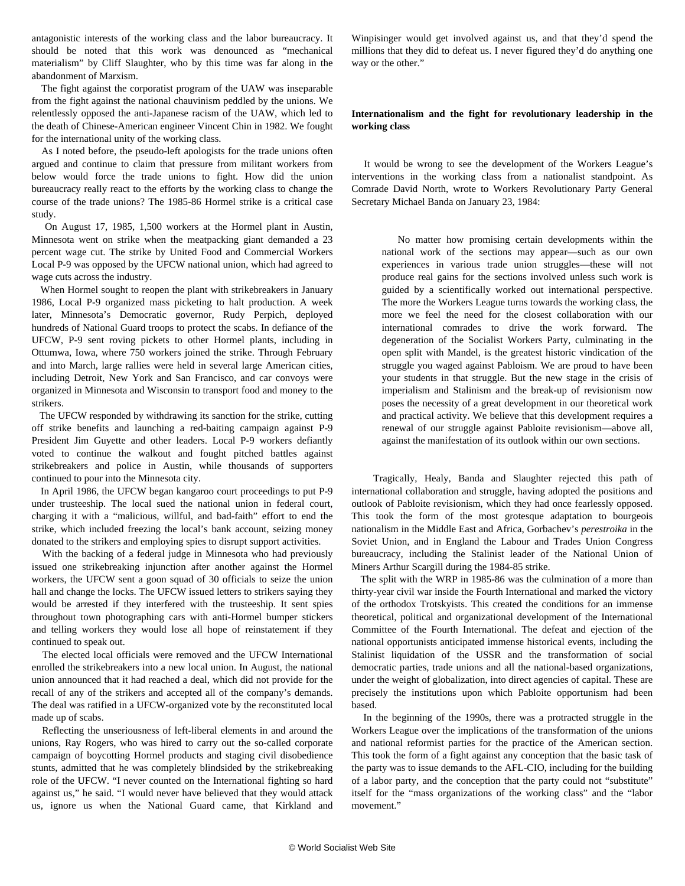antagonistic interests of the working class and the labor bureaucracy. It should be noted that this work was denounced as "mechanical materialism" by Cliff Slaughter, who by this time was far along in the abandonment of Marxism.

The fight against the corporatist program of the UAW was inseparable from the fight against the national chauvinism peddled by the unions. We relentlessly opposed the anti-Japanese racism of the UAW, which led to the death of Chinese-American engineer Vincent Chin in 1982. We fought for the international unity of the working class.

As I noted before, the pseudo-left apologists for the trade unions often argued and continue to claim that pressure from militant workers from below would force the trade unions to fight. How did the union bureaucracy really react to the efforts by the working class to change the course of the trade unions? The 1985-86 Hormel strike is a critical case study.

On August 17, 1985, 1,500 workers at the Hormel plant in Austin, Minnesota went on strike when the meatpacking giant demanded a 23 percent wage cut. The strike by United Food and Commercial Workers Local P-9 was opposed by the UFCW national union, which had agreed to wage cuts across the industry.

When Hormel sought to reopen the plant with strikebreakers in January 1986, Local P-9 organized mass picketing to halt production. A week later, Minnesota's Democratic governor, Rudy Perpich, deployed hundreds of National Guard troops to protect the scabs. In defiance of the UFCW, P-9 sent roving pickets to other Hormel plants, including in Ottumwa, Iowa, where 750 workers joined the strike. Through February and into March, large rallies were held in several large American cities, including Detroit, New York and San Francisco, and car convoys were organized in Minnesota and Wisconsin to transport food and money to the strikers.

The UFCW responded by withdrawing its sanction for the strike, cutting off strike benefits and launching a red-baiting campaign against P-9 President Jim Guyette and other leaders. Local P-9 workers defiantly voted to continue the walkout and fought pitched battles against strikebreakers and police in Austin, while thousands of supporters continued to pour into the Minnesota city.

In April 1986, the UFCW began kangaroo court proceedings to put P-9 under trusteeship. The local sued the national union in federal court, charging it with a "malicious, willful, and bad-faith" effort to end the strike, which included freezing the local's bank account, seizing money donated to the strikers and employing spies to disrupt support activities.

With the backing of a federal judge in Minnesota who had previously issued one strikebreaking injunction after another against the Hormel workers, the UFCW sent a goon squad of 30 officials to seize the union hall and change the locks. The UFCW issued letters to strikers saying they would be arrested if they interfered with the trusteeship. It sent spies throughout town photographing cars with anti-Hormel bumper stickers and telling workers they would lose all hope of reinstatement if they continued to speak out.

The elected local officials were removed and the UFCW International enrolled the strikebreakers into a new local union. In August, the national union announced that it had reached a deal, which did not provide for the recall of any of the strikers and accepted all of the company's demands. The deal was ratified in a UFCW-organized vote by the reconstituted local made up of scabs.

Reflecting the unseriousness of left-liberal elements in and around the unions, Ray Rogers, who was hired to carry out the so-called corporate campaign of boycotting Hormel products and staging civil disobedience stunts, admitted that he was completely blindsided by the strikebreaking role of the UFCW. "I never counted on the International fighting so hard against us," he said. "I would never have believed that they would attack us, ignore us when the National Guard came, that Kirkland and Winpisinger would get involved against us, and that they'd spend the millions that they did to defeat us. I never figured they'd do anything one way or the other."

**Internationalism and the fight for revolutionary leadership in the working class**

It would be wrong to see the development of the Workers League's interventions in the working class from a nationalist standpoint. As Comrade David North, wrote to Workers Revolutionary Party General Secretary Michael Banda on January 23, 1984:

> No matter how promising certain developments within the national work of the sections may appear—such as our own experiences in various trade union struggles—these will not produce real gains for the sections involved unless such work is guided by a scientifically worked out international perspective. The more the Workers League turns towards the working class, the more we feel the need for the closest collaboration with our international comrades to drive the work forward. The degeneration of the Socialist Workers Party, culminating in the open split with Mandel, is the greatest historic vindication of the struggle you waged against Pabloism. We are proud to have been your students in that struggle. But the new stage in the crisis of imperialism and Stalinism and the break-up of revisionism now poses the necessity of a great development in our theoretical work and practical activity. We believe that this development requires a renewal of our struggle against Pabloite revisionism—above all, against the manifestation of its outlook within our own sections.

Tragically, Healy, Banda and Slaughter rejected this path of international collaboration and struggle, having adopted the positions and outlook of Pabloite revisionism, which they had once fearlessly opposed. This took the form of the most grotesque adaptation to bourgeois nationalism in the Middle East and Africa, Gorbachev's *perestroika* in the Soviet Union, and in England the Labour and Trades Union Congress bureaucracy, including the Stalinist leader of the National Union of Miners Arthur Scargill during the 1984-85 strike.

The split with the WRP in 1985-86 was the culmination of a more than thirty-year civil war inside the Fourth International and marked the victory of the orthodox Trotskyists. This created the conditions for an immense theoretical, political and organizational development of the International Committee of the Fourth International. The defeat and ejection of the national opportunists anticipated immense historical events, including the Stalinist liquidation of the USSR and the transformation of social democratic parties, trade unions and all the national-based organizations, under the weight of globalization, into direct agencies of capital. These are precisely the institutions upon which Pabloite opportunism had been based.

In the beginning of the 1990s, there was a protracted struggle in the Workers League over the implications of the transformation of the unions and national reformist parties for the practice of the American section. This took the form of a fight against any conception that the basic task of the party was to issue demands to the AFL-CIO, including for the building of a labor party, and the conception that the party could not "substitute" itself for the "mass organizations of the working class" and the "labor movement."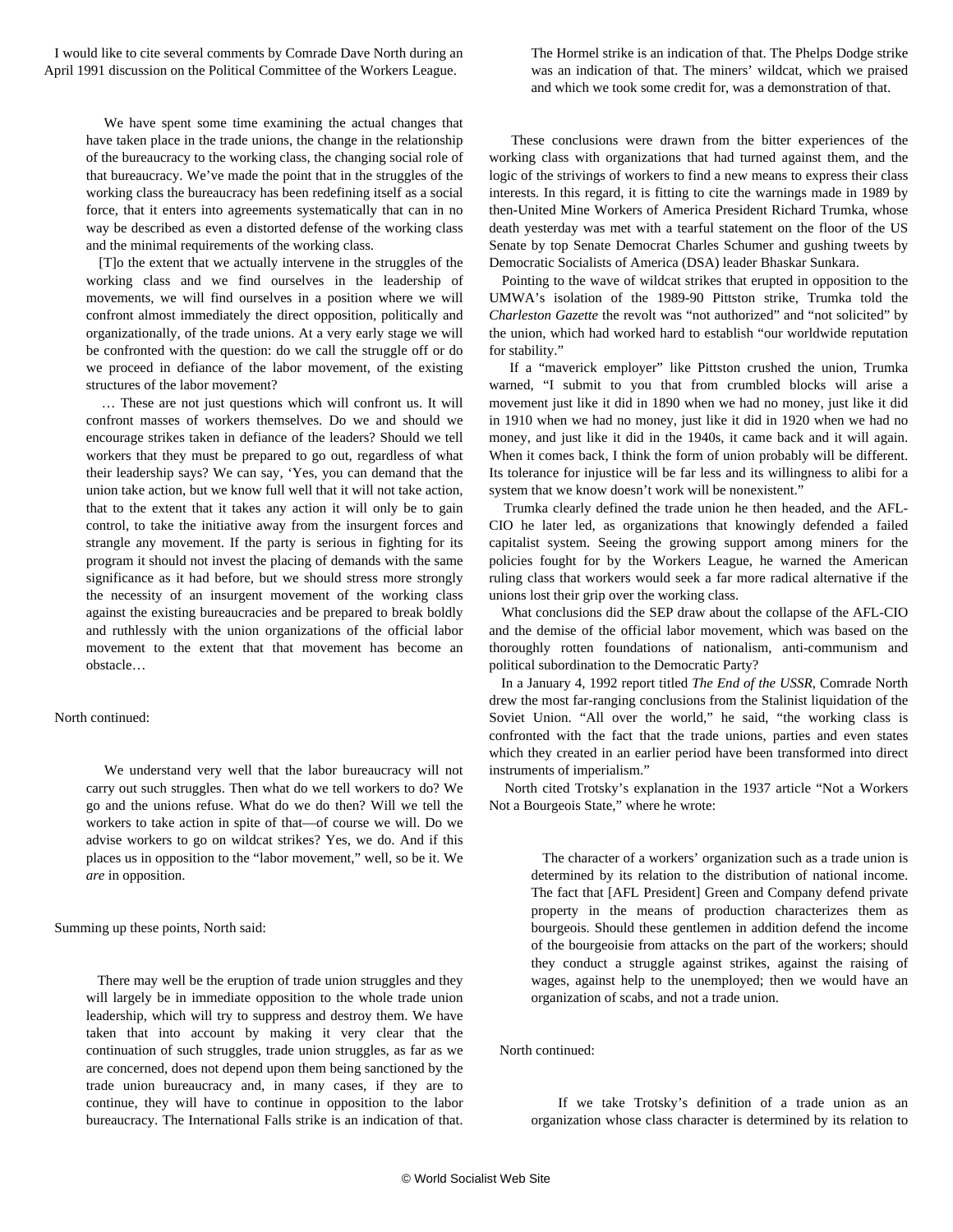I would like to cite several comments by Comrade Dave North during an April 1991 discussion on the Political Committee of the Workers League.

> We have spent some time examining the actual changes that have taken place in the trade unions, the change in the relationship of the bureaucracy to the working class, the changing social role of that bureaucracy. We've made the point that in the struggles of the working class the bureaucracy has been redefining itself as a social force, that it enters into agreements systematically that can in no way be described as even a distorted defense of the working class and the minimal requirements of the working class.
>
> [T]o the extent that we actually intervene in the struggles of the working class and we find ourselves in the leadership of movements, we will find ourselves in a position where we will confront almost immediately the direct opposition, politically and organizationally, of the trade unions. At a very early stage we will be confronted with the question: do we call the struggle off or do we proceed in defiance of the labor movement, of the existing structures of the labor movement?
>
> … These are not just questions which will confront us. It will confront masses of workers themselves. Do we and should we encourage strikes taken in defiance of the leaders? Should we tell workers that they must be prepared to go out, regardless of what their leadership says? We can say, 'Yes, you can demand that the union take action, but we know full well that it will not take action, that to the extent that it takes any action it will only be to gain control, to take the initiative away from the insurgent forces and strangle any movement. If the party is serious in fighting for its program it should not invest the placing of demands with the same significance as it had before, but we should stress more strongly the necessity of an insurgent movement of the working class against the existing bureaucracies and be prepared to break boldly and ruthlessly with the union organizations of the official labor movement to the extent that that movement has become an obstacle…

North continued:

> We understand very well that the labor bureaucracy will not carry out such struggles. Then what do we tell workers to do? We go and the unions refuse. What do we do then? Will we tell the workers to take action in spite of that—of course we will. Do we advise workers to go on wildcat strikes? Yes, we do. And if this places us in opposition to the "labor movement," well, so be it. We *are* in opposition.

Summing up these points, North said:

> There may well be the eruption of trade union struggles and they will largely be in immediate opposition to the whole trade union leadership, which will try to suppress and destroy them. We have taken that into account by making it very clear that the continuation of such struggles, trade union struggles, as far as we are concerned, does not depend upon them being sanctioned by the trade union bureaucracy and, in many cases, if they are to continue, they will have to continue in opposition to the labor bureaucracy. The International Falls strike is an indication of that. The Hormel strike is an indication of that. The Phelps Dodge strike was an indication of that. The miners' wildcat, which we praised and which we took some credit for, was a demonstration of that.

These conclusions were drawn from the bitter experiences of the working class with organizations that had turned against them, and the logic of the strivings of workers to find a new means to express their class interests. In this regard, it is fitting to cite the warnings made in 1989 by then-United Mine Workers of America President Richard Trumka, whose death yesterday was met with a tearful statement on the floor of the US Senate by top Senate Democrat Charles Schumer and gushing tweets by Democratic Socialists of America (DSA) leader Bhaskar Sunkara.

Pointing to the wave of wildcat strikes that erupted in opposition to the UMWA's isolation of the 1989-90 Pittston strike, Trumka told the *Charleston Gazette* the revolt was "not authorized" and "not solicited" by the union, which had worked hard to establish "our worldwide reputation for stability."

If a "maverick employer" like Pittston crushed the union, Trumka warned, "I submit to you that from crumbled blocks will arise a movement just like it did in 1890 when we had no money, just like it did in 1910 when we had no money, just like it did in 1920 when we had no money, and just like it did in the 1940s, it came back and it will again. When it comes back, I think the form of union probably will be different. Its tolerance for injustice will be far less and its willingness to alibi for a system that we know doesn't work will be nonexistent."

Trumka clearly defined the trade union he then headed, and the AFL-CIO he later led, as organizations that knowingly defended a failed capitalist system. Seeing the growing support among miners for the policies fought for by the Workers League, he warned the American ruling class that workers would seek a far more radical alternative if the unions lost their grip over the working class.

What conclusions did the SEP draw about the collapse of the AFL-CIO and the demise of the official labor movement, which was based on the thoroughly rotten foundations of nationalism, anti-communism and political subordination to the Democratic Party?

In a January 4, 1992 report titled *The End of the USSR*, Comrade North drew the most far-ranging conclusions from the Stalinist liquidation of the Soviet Union. "All over the world," he said, "the working class is confronted with the fact that the trade unions, parties and even states which they created in an earlier period have been transformed into direct instruments of imperialism."

North cited Trotsky's explanation in the 1937 article "Not a Workers Not a Bourgeois State," where he wrote:

> The character of a workers' organization such as a trade union is determined by its relation to the distribution of national income. The fact that [AFL President] Green and Company defend private property in the means of production characterizes them as bourgeois. Should these gentlemen in addition defend the income of the bourgeoisie from attacks on the part of the workers; should they conduct a struggle against strikes, against the raising of wages, against help to the unemployed; then we would have an organization of scabs, and not a trade union.

North continued:

> If we take Trotsky's definition of a trade union as an organization whose class character is determined by its relation to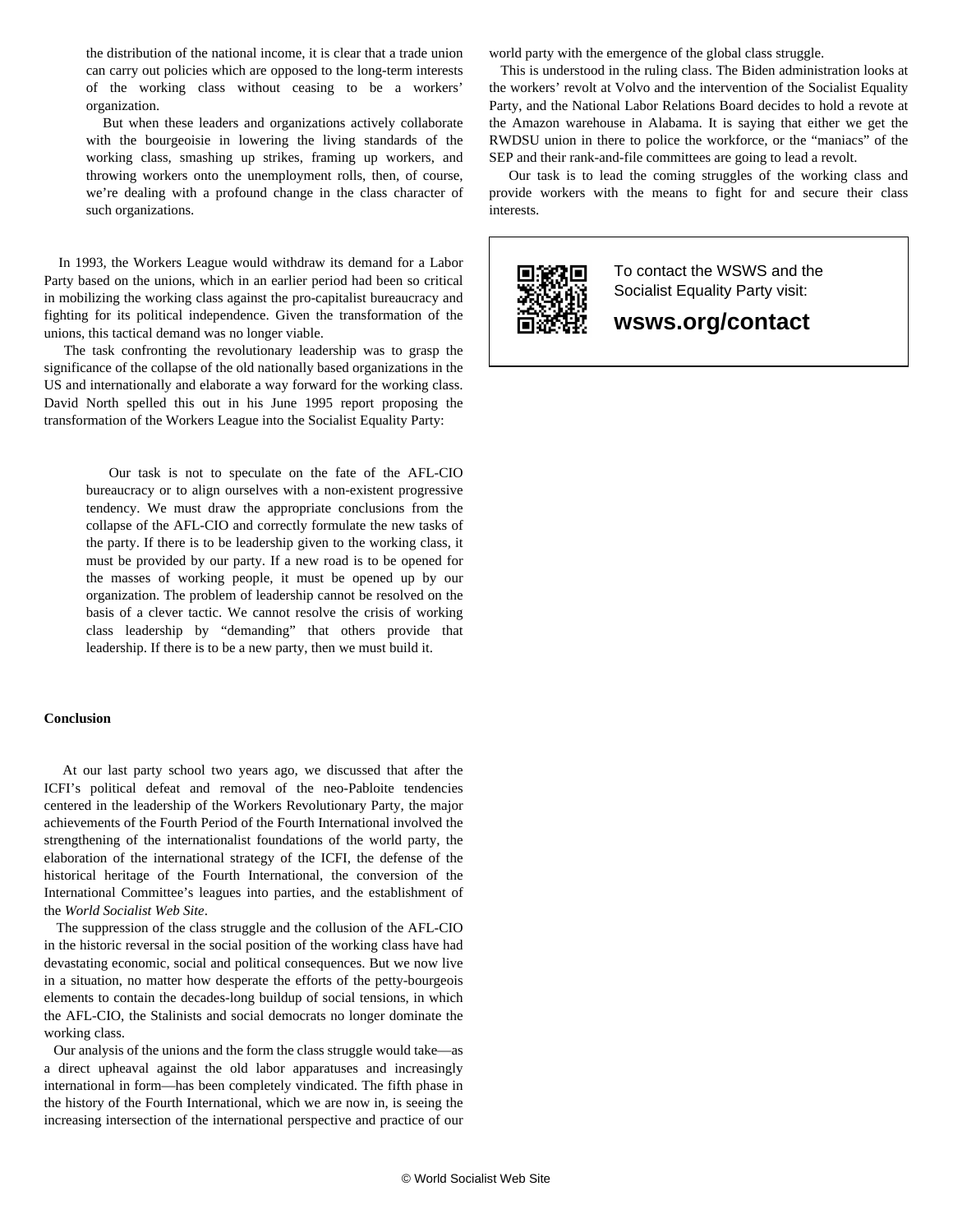> the distribution of the national income, it is clear that a trade union can carry out policies which are opposed to the long-term interests of the working class without ceasing to be a workers' organization.
>
> But when these leaders and organizations actively collaborate with the bourgeoisie in lowering the living standards of the working class, smashing up strikes, framing up workers, and throwing workers onto the unemployment rolls, then, of course, we're dealing with a profound change in the class character of such organizations.

In 1993, the Workers League would withdraw its demand for a Labor Party based on the unions, which in an earlier period had been so critical in mobilizing the working class against the pro-capitalist bureaucracy and fighting for its political independence. Given the transformation of the unions, this tactical demand was no longer viable.

The task confronting the revolutionary leadership was to grasp the significance of the collapse of the old nationally based organizations in the US and internationally and elaborate a way forward for the working class. David North spelled this out in his June 1995 report proposing the transformation of the Workers League into the Socialist Equality Party:

> Our task is not to speculate on the fate of the AFL-CIO bureaucracy or to align ourselves with a non-existent progressive tendency. We must draw the appropriate conclusions from the collapse of the AFL-CIO and correctly formulate the new tasks of the party. If there is to be leadership given to the working class, it must be provided by our party. If a new road is to be opened for the masses of working people, it must be opened up by our organization. The problem of leadership cannot be resolved on the basis of a clever tactic. We cannot resolve the crisis of working class leadership by "demanding" that others provide that leadership. If there is to be a new party, then we must build it.

**Conclusion**

At our last party school two years ago, we discussed that after the ICFI's political defeat and removal of the neo-Pabloite tendencies centered in the leadership of the Workers Revolutionary Party, the major achievements of the Fourth Period of the Fourth International involved the strengthening of the internationalist foundations of the world party, the elaboration of the international strategy of the ICFI, the defense of the historical heritage of the Fourth International, the conversion of the International Committee's leagues into parties, and the establishment of the *World Socialist Web Site*.

The suppression of the class struggle and the collusion of the AFL-CIO in the historic reversal in the social position of the working class have had devastating economic, social and political consequences. But we now live in a situation, no matter how desperate the efforts of the petty-bourgeois elements to contain the decades-long buildup of social tensions, in which the AFL-CIO, the Stalinists and social democrats no longer dominate the working class.

Our analysis of the unions and the form the class struggle would take—as a direct upheaval against the old labor apparatuses and increasingly international in form—has been completely vindicated. The fifth phase in the history of the Fourth International, which we are now in, is seeing the increasing intersection of the international perspective and practice of our world party with the emergence of the global class struggle.

This is understood in the ruling class. The Biden administration looks at the workers' revolt at Volvo and the intervention of the Socialist Equality Party, and the National Labor Relations Board decides to hold a revote at the Amazon warehouse in Alabama. It is saying that either we get the RWDSU union in there to police the workforce, or the "maniacs" of the SEP and their rank-and-file committees are going to lead a revolt.

Our task is to lead the coming struggles of the working class and provide workers with the means to fight for and secure their class interests.

To contact the WSWS and the Socialist Equality Party visit:

**wsws.org/contact**